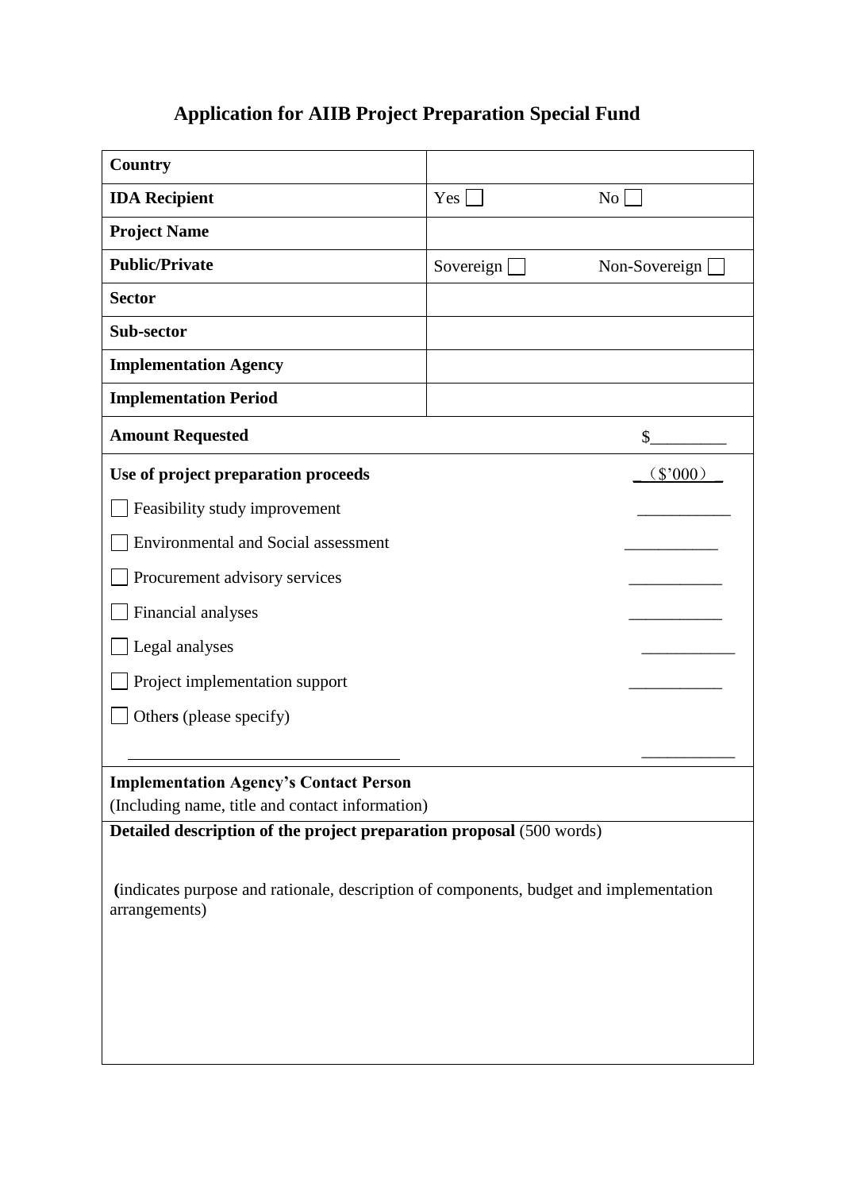# Application for AIIB Project Preparation Special Fund

| | | |
|---|---|---|
| **Country** | | |
| **IDA Recipient** | Yes ☐ | No ☐ |
| **Project Name** | | |
| **Public/Private** | Sovereign ☐ | Non-Sovereign ☐ |
| **Sector** | | |
| **Sub-sector** | | |
| **Implementation Agency** | | |
| **Implementation Period** | | |
| **Amount Requested** | | $_________ |
| **Use of project preparation proceeds** | | _（$'000）_ |
| ☐ Feasibility study improvement | | ___________ |
| ☐ Environmental and Social assessment | | ___________ |
| ☐ Procurement advisory services | | ___________ |
| ☐ Financial analyses | | ___________ |
| ☐ Legal analyses | | ___________ |
| ☐ Project implementation support | | ___________ |
| ☐ Others (please specify) ________________________________ | | ___________ |
| **Implementation Agency's Contact Person** (Including name, title and contact information) | | |
| **Detailed description of the project preparation proposal** (500 words) (indicates purpose and rationale, description of components, budget and implementation arrangements) | | |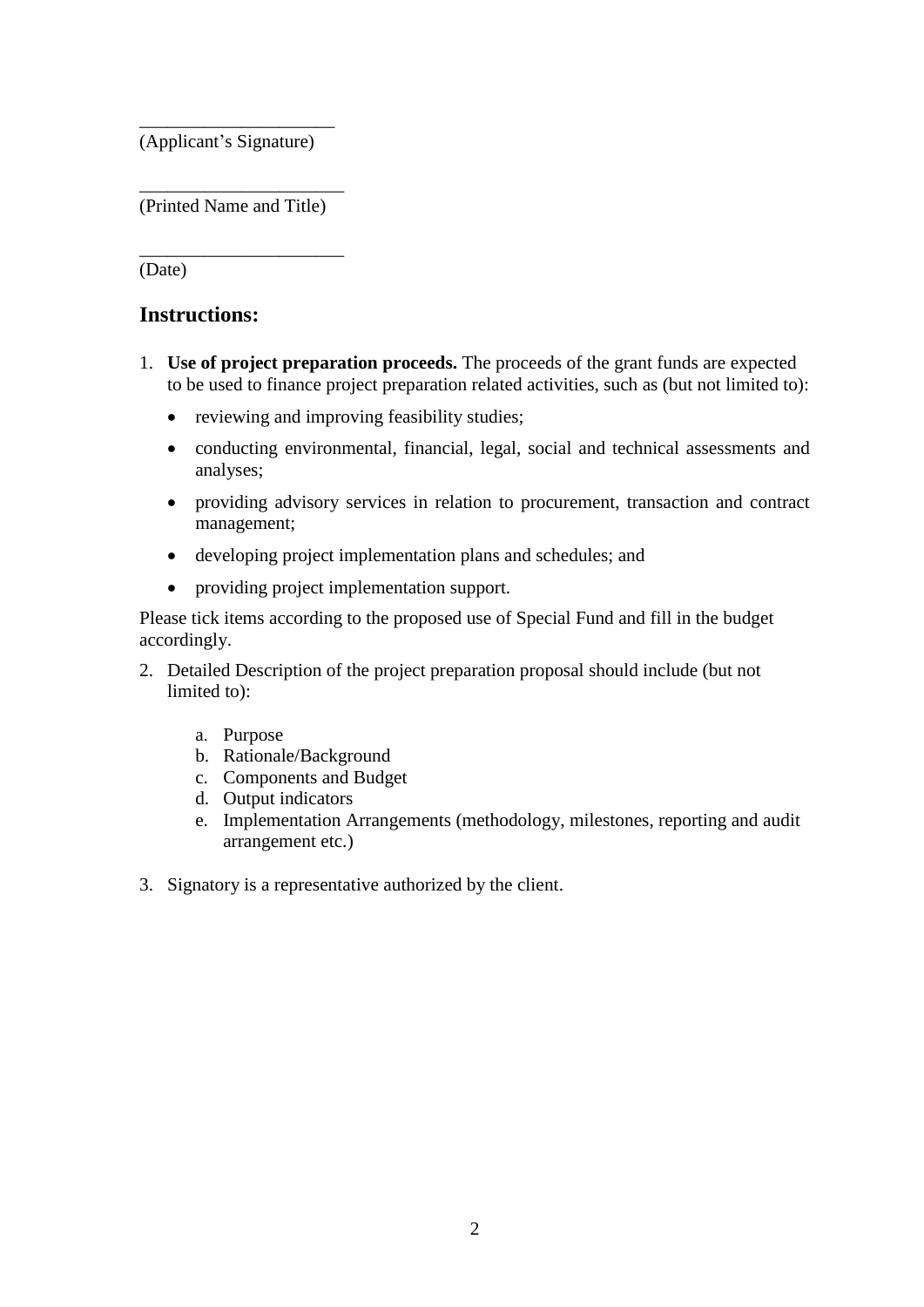\_\_\_\_\_\_\_\_\_\_\_\_\_\_\_\_\_\_\_\_
(Applicant's Signature)

\_\_\_\_\_\_\_\_\_\_\_\_\_\_\_\_\_\_\_\_\_
(Printed Name and Title)

\_\_\_\_\_\_\_\_\_\_\_\_\_\_\_\_\_\_\_\_\_
(Date)

## Instructions:

1. **Use of project preparation proceeds.** The proceeds of the grant funds are expected to be used to finance project preparation related activities, such as (but not limited to):
   - reviewing and improving feasibility studies;
   - conducting environmental, financial, legal, social and technical assessments and analyses;
   - providing advisory services in relation to procurement, transaction and contract management;
   - developing project implementation plans and schedules; and
   - providing project implementation support.

   Please tick items according to the proposed use of Special Fund and fill in the budget accordingly.

2. Detailed Description of the project preparation proposal should include (but not limited to):
   a. Purpose
   b. Rationale/Background
   c. Components and Budget
   d. Output indicators
   e. Implementation Arrangements (methodology, milestones, reporting and audit arrangement etc.)

3. Signatory is a representative authorized by the client.